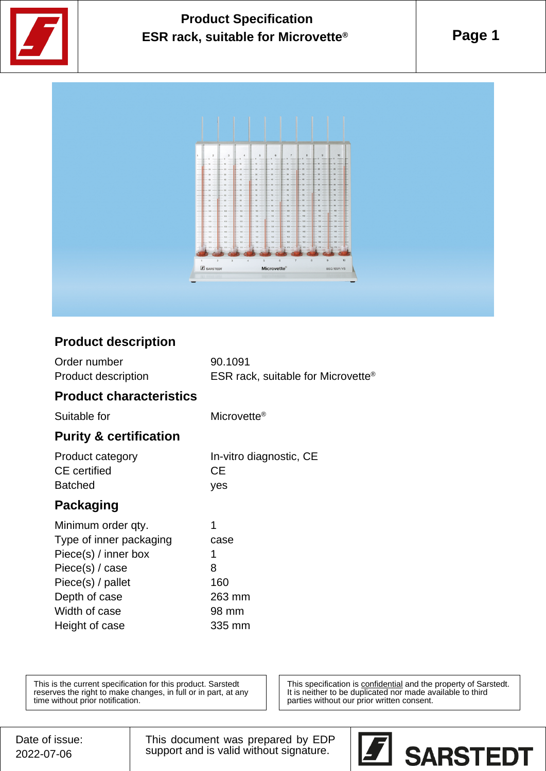# Product Specification
## ESR rack, suitable for Microvette®

### Product description

| | |
|---|---|
| Order number | 90.1091 |
| Product description | ESR rack, suitable for Microvette® |

### Product characteristics

| | |
|---|---|
| Suitable for | Microvette® |

### Purity & certification

| | |
|---|---|
| Product category | In-vitro diagnostic, CE |
| CE certified | CE |
| Batched | yes |

### Packaging

| | |
|---|---|
| Minimum order qty. | 1 |
| Type of inner packaging | case |
| Piece(s) / inner box | 1 |
| Piece(s) / case | 8 |
| Piece(s) / pallet | 160 |
| Depth of case | 263 mm |
| Width of case | 98 mm |
| Height of case | 335 mm |

This is the current specification for this product. Sarstedt reserves the right to make changes, in full or in part, at any time without prior notification.

This specification is confidential and the property of Sarstedt. It is neither to be duplicated nor made available to third parties without our prior written consent.

Date of issue: 2022-07-06

This document was prepared by EDP support and is valid without signature.

SARSTEDT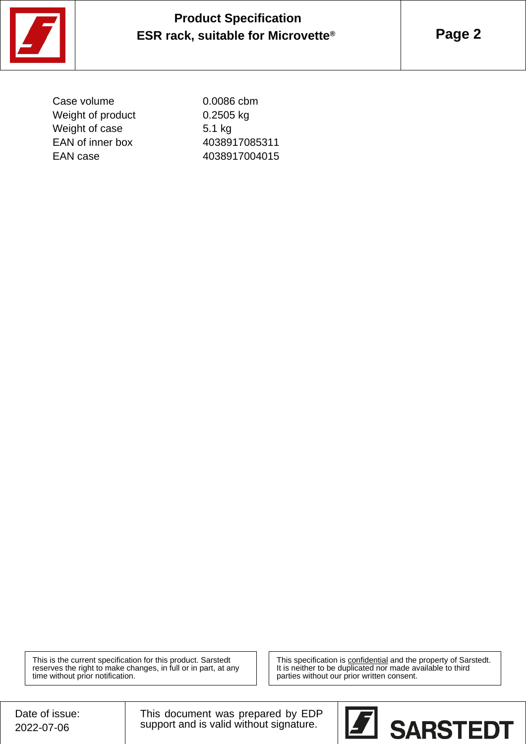| | |
|---|---|
| Case volume | 0.0086 cbm |
| Weight of product | 0.2505 kg |
| Weight of case | 5.1 kg |
| EAN of inner box | 4038917085311 |
| EAN case | 4038917004015 |

This is the current specification for this product. Sarstedt reserves the right to make changes, in full or in part, at any time without prior notification.

This specification is confidential and the property of Sarstedt. It is neither to be duplicated nor made available to third parties without our prior written consent.

Date of issue:
2022-07-06

This document was prepared by EDP support and is valid without signature.